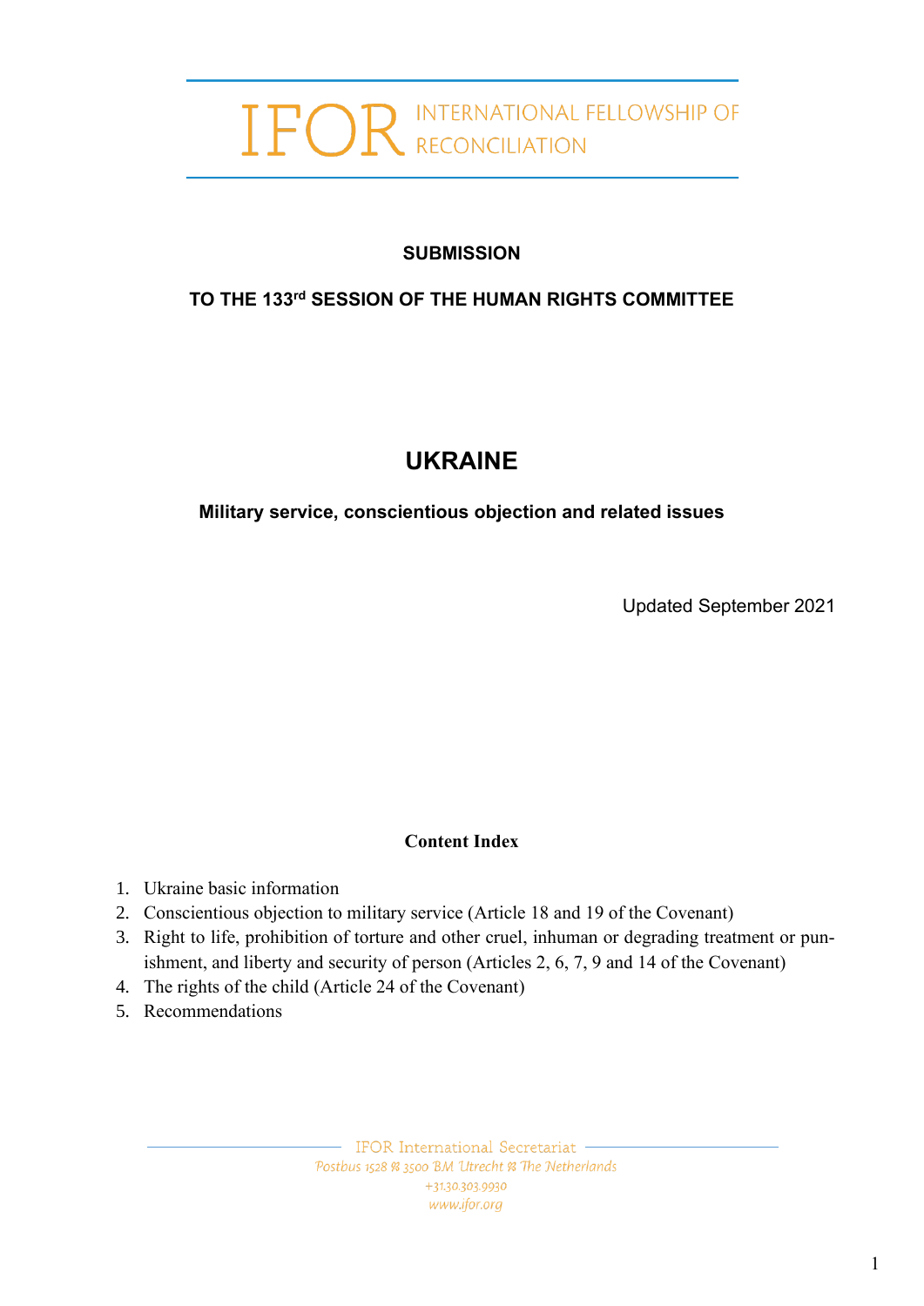IFOR INTERNATIONAL FELLOWSHIP OF RECONCILIATION

**SUBMISSION**

**TO THE 133rd SESSION OF THE HUMAN RIGHTS COMMITTEE**

# UKRAINE

**Military service, conscientious objection and related issues**

Updated September 2021

**Content Index**

1. Ukraine basic information
2. Conscientious objection to military service (Article 18 and 19 of the Covenant)
3. Right to life, prohibition of torture and other cruel, inhuman or degrading treatment or punishment, and liberty and security of person (Articles 2, 6, 7, 9 and 14 of the Covenant)
4. The rights of the child (Article 24 of the Covenant)
5. Recommendations

IFOR International Secretariat
Postbus 1528 3500 BM Utrecht The Netherlands
+31.30.303.9930
www.ifor.org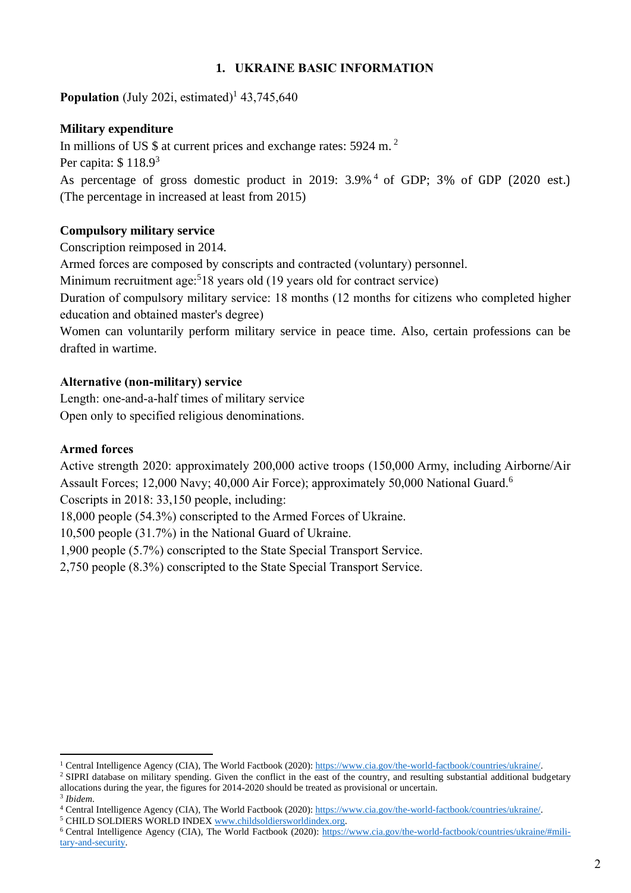## 1. UKRAINE BASIC INFORMATION

**Population** (July 202i, estimated)[1] 43,745,640

**Military expenditure**

In millions of US $ at current prices and exchange rates: 5924 m. [2]

Per capita: $ 118.9[3]

As percentage of gross domestic product in 2019: 3.9%[4] of GDP; 3% of GDP (2020 est.) (The percentage in increased at least from 2015)

**Compulsory military service**

Conscription reimposed in 2014.

Armed forces are composed by conscripts and contracted (voluntary) personnel.

Minimum recruitment age:[5]18 years old (19 years old for contract service)

Duration of compulsory military service: 18 months (12 months for citizens who completed higher education and obtained master's degree)

Women can voluntarily perform military service in peace time. Also, certain professions can be drafted in wartime.

**Alternative (non-military) service**

Length: one-and-a-half times of military service

Open only to specified religious denominations.

**Armed forces**

Active strength 2020: approximately 200,000 active troops (150,000 Army, including Airborne/Air Assault Forces; 12,000 Navy; 40,000 Air Force); approximately 50,000 National Guard.[6]

Coscripts in 2018: 33,150 people, including:

18,000 people (54.3%) conscripted to the Armed Forces of Ukraine.

10,500 people (31.7%) in the National Guard of Ukraine.

1,900 people (5.7%) conscripted to the State Special Transport Service.

2,750 people (8.3%) conscripted to the State Special Transport Service.

---

[1] Central Intelligence Agency (CIA), The World Factbook (2020): https://www.cia.gov/the-world-factbook/countries/ukraine/.

[2] SIPRI database on military spending. Given the conflict in the east of the country, and resulting substantial additional budgetary allocations during the year, the figures for 2014-2020 should be treated as provisional or uncertain.

[3] *Ibidem*.

[4] Central Intelligence Agency (CIA), The World Factbook (2020): https://www.cia.gov/the-world-factbook/countries/ukraine/.

[5] CHILD SOLDIERS WORLD INDEX www.childsoldiersworldindex.org.

[6] Central Intelligence Agency (CIA), The World Factbook (2020): https://www.cia.gov/the-world-factbook/countries/ukraine/#military-and-security.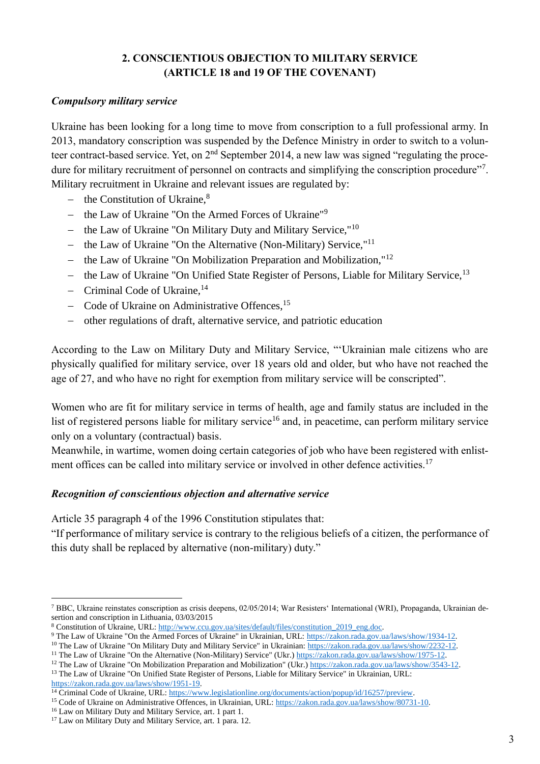## 2. CONSCIENTIOUS OBJECTION TO MILITARY SERVICE (ARTICLE 18 and 19 OF THE COVENANT)

### *Compulsory military service*

Ukraine has been looking for a long time to move from conscription to a full professional army. In 2013, mandatory conscription was suspended by the Defence Ministry in order to switch to a volunteer contract-based service. Yet, on 2nd September 2014, a new law was signed "regulating the procedure for military recruitment of personnel on contracts and simplifying the conscription procedure"[7]. Military recruitment in Ukraine and relevant issues are regulated by:

- the Constitution of Ukraine,[8]
- the Law of Ukraine "On the Armed Forces of Ukraine"[9]
- the Law of Ukraine "On Military Duty and Military Service,"[10]
- the Law of Ukraine "On the Alternative (Non-Military) Service,"[11]
- the Law of Ukraine "On Mobilization Preparation and Mobilization,"[12]
- the Law of Ukraine "On Unified State Register of Persons, Liable for Military Service,[13]
- Criminal Code of Ukraine,[14]
- Code of Ukraine on Administrative Offences,[15]
- other regulations of draft, alternative service, and patriotic education

According to the Law on Military Duty and Military Service, "'Ukrainian male citizens who are physically qualified for military service, over 18 years old and older, but who have not reached the age of 27, and who have no right for exemption from military service will be conscripted".

Women who are fit for military service in terms of health, age and family status are included in the list of registered persons liable for military service[16] and, in peacetime, can perform military service only on a voluntary (contractual) basis.
Meanwhile, in wartime, women doing certain categories of job who have been registered with enlistment offices can be called into military service or involved in other defence activities.[17]

### *Recognition of conscientious objection and alternative service*

Article 35 paragraph 4 of the 1996 Constitution stipulates that:
"If performance of military service is contrary to the religious beliefs of a citizen, the performance of this duty shall be replaced by alternative (non-military) duty."

---

[7] BBC, Ukraine reinstates conscription as crisis deepens, 02/05/2014; War Resisters' International (WRI), Propaganda, Ukrainian desertion and conscription in Lithuania, 03/03/2015

[8] Constitution of Ukraine, URL: http://www.ccu.gov.ua/sites/default/files/constitution_2019_eng.doc.

[9] The Law of Ukraine "On the Armed Forces of Ukraine" in Ukrainian, URL: https://zakon.rada.gov.ua/laws/show/1934-12.

[10] The Law of Ukraine "On Military Duty and Military Service" in Ukrainian: https://zakon.rada.gov.ua/laws/show/2232-12.

[11] The Law of Ukraine "On the Alternative (Non-Military) Service" (Ukr.) https://zakon.rada.gov.ua/laws/show/1975-12.

[12] The Law of Ukraine "On Mobilization Preparation and Mobilization" (Ukr.) https://zakon.rada.gov.ua/laws/show/3543-12.

[13] The Law of Ukraine "On Unified State Register of Persons, Liable for Military Service" in Ukrainian, URL: https://zakon.rada.gov.ua/laws/show/1951-19.

[14] Criminal Code of Ukraine, URL: https://www.legislationline.org/documents/action/popup/id/16257/preview.

[15] Code of Ukraine on Administrative Offences, in Ukrainian, URL: https://zakon.rada.gov.ua/laws/show/80731-10.

[16] Law on Military Duty and Military Service, art. 1 part 1.

[17] Law on Military Duty and Military Service, art. 1 para. 12.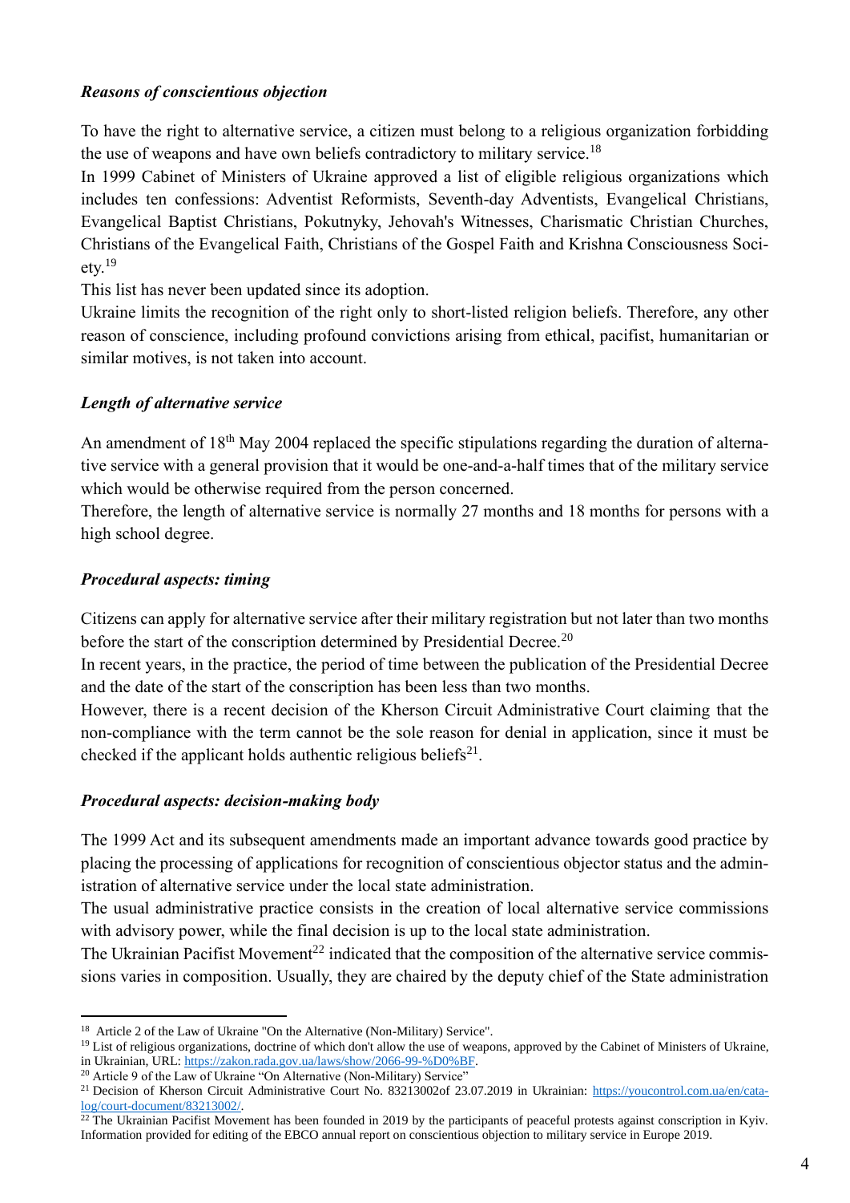### *Reasons of conscientious objection*

To have the right to alternative service, a citizen must belong to a religious organization forbidding the use of weapons and have own beliefs contradictory to military service.[18]

In 1999 Cabinet of Ministers of Ukraine approved a list of eligible religious organizations which includes ten confessions: Adventist Reformists, Seventh-day Adventists, Evangelical Christians, Evangelical Baptist Christians, Pokutnyky, Jehovah's Witnesses, Charismatic Christian Churches, Christians of the Evangelical Faith, Christians of the Gospel Faith and Krishna Consciousness Society.[19]

This list has never been updated since its adoption.

Ukraine limits the recognition of the right only to short-listed religion beliefs. Therefore, any other reason of conscience, including profound convictions arising from ethical, pacifist, humanitarian or similar motives, is not taken into account.

### *Length of alternative service*

An amendment of 18th May 2004 replaced the specific stipulations regarding the duration of alternative service with a general provision that it would be one-and-a-half times that of the military service which would be otherwise required from the person concerned.

Therefore, the length of alternative service is normally 27 months and 18 months for persons with a high school degree.

### *Procedural aspects: timing*

Citizens can apply for alternative service after their military registration but not later than two months before the start of the conscription determined by Presidential Decree.[20]

In recent years, in the practice, the period of time between the publication of the Presidential Decree and the date of the start of the conscription has been less than two months.

However, there is a recent decision of the Kherson Circuit Administrative Court claiming that the non-compliance with the term cannot be the sole reason for denial in application, since it must be checked if the applicant holds authentic religious beliefs[21].

### *Procedural aspects: decision-making body*

The 1999 Act and its subsequent amendments made an important advance towards good practice by placing the processing of applications for recognition of conscientious objector status and the administration of alternative service under the local state administration.

The usual administrative practice consists in the creation of local alternative service commissions with advisory power, while the final decision is up to the local state administration.

The Ukrainian Pacifist Movement[22] indicated that the composition of the alternative service commissions varies in composition. Usually, they are chaired by the deputy chief of the State administration

---

[18] Article 2 of the Law of Ukraine "On the Alternative (Non-Military) Service".

[19] List of religious organizations, doctrine of which don't allow the use of weapons, approved by the Cabinet of Ministers of Ukraine, in Ukrainian, URL: https://zakon.rada.gov.ua/laws/show/2066-99-%D0%BF.

[20] Article 9 of the Law of Ukraine "On Alternative (Non-Military) Service"

[21] Decision of Kherson Circuit Administrative Court No. 83213002of 23.07.2019 in Ukrainian: https://youcontrol.com.ua/en/catalog/court-document/83213002/.

[22] The Ukrainian Pacifist Movement has been founded in 2019 by the participants of peaceful protests against conscription in Kyiv. Information provided for editing of the EBCO annual report on conscientious objection to military service in Europe 2019.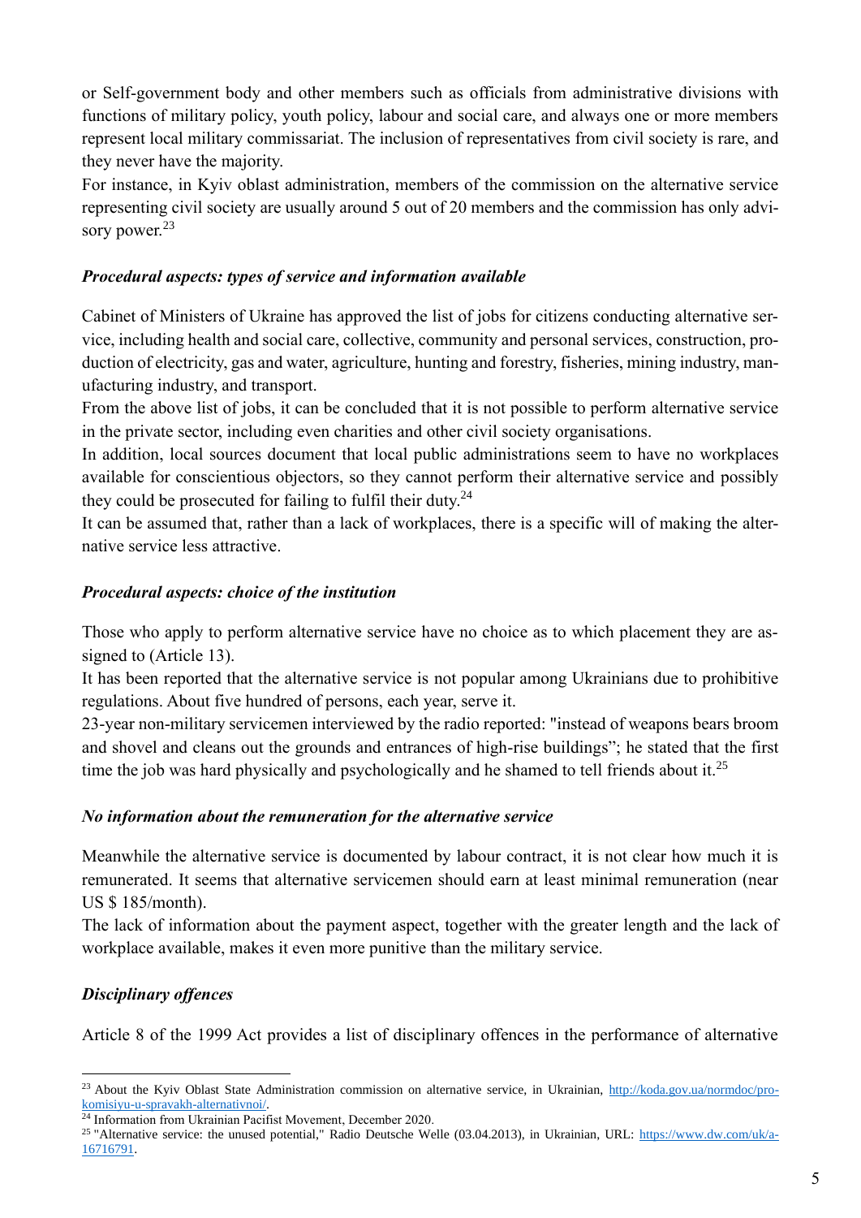or Self-government body and other members such as officials from administrative divisions with functions of military policy, youth policy, labour and social care, and always one or more members represent local military commissariat. The inclusion of representatives from civil society is rare, and they never have the majority.

For instance, in Kyiv oblast administration, members of the commission on the alternative service representing civil society are usually around 5 out of 20 members and the commission has only advisory power.[23]

### *Procedural aspects: types of service and information available*

Cabinet of Ministers of Ukraine has approved the list of jobs for citizens conducting alternative service, including health and social care, collective, community and personal services, construction, production of electricity, gas and water, agriculture, hunting and forestry, fisheries, mining industry, manufacturing industry, and transport.

From the above list of jobs, it can be concluded that it is not possible to perform alternative service in the private sector, including even charities and other civil society organisations.

In addition, local sources document that local public administrations seem to have no workplaces available for conscientious objectors, so they cannot perform their alternative service and possibly they could be prosecuted for failing to fulfil their duty.[24]

It can be assumed that, rather than a lack of workplaces, there is a specific will of making the alternative service less attractive.

### *Procedural aspects: choice of the institution*

Those who apply to perform alternative service have no choice as to which placement they are assigned to (Article 13).

It has been reported that the alternative service is not popular among Ukrainians due to prohibitive regulations. About five hundred of persons, each year, serve it.

23-year non-military servicemen interviewed by the radio reported: "instead of weapons bears broom and shovel and cleans out the grounds and entrances of high-rise buildings"; he stated that the first time the job was hard physically and psychologically and he shamed to tell friends about it.[25]

### *No information about the remuneration for the alternative service*

Meanwhile the alternative service is documented by labour contract, it is not clear how much it is remunerated. It seems that alternative servicemen should earn at least minimal remuneration (near US $ 185/month).

The lack of information about the payment aspect, together with the greater length and the lack of workplace available, makes it even more punitive than the military service.

### *Disciplinary offences*

Article 8 of the 1999 Act provides a list of disciplinary offences in the performance of alternative

---

[23] About the Kyiv Oblast State Administration commission on alternative service, in Ukrainian, http://koda.gov.ua/normdoc/pro-komisiyu-u-spravakh-alternativnoi/.

[24] Information from Ukrainian Pacifist Movement, December 2020.

[25] "Alternative service: the unused potential," Radio Deutsche Welle (03.04.2013), in Ukrainian, URL: https://www.dw.com/uk/a-16716791.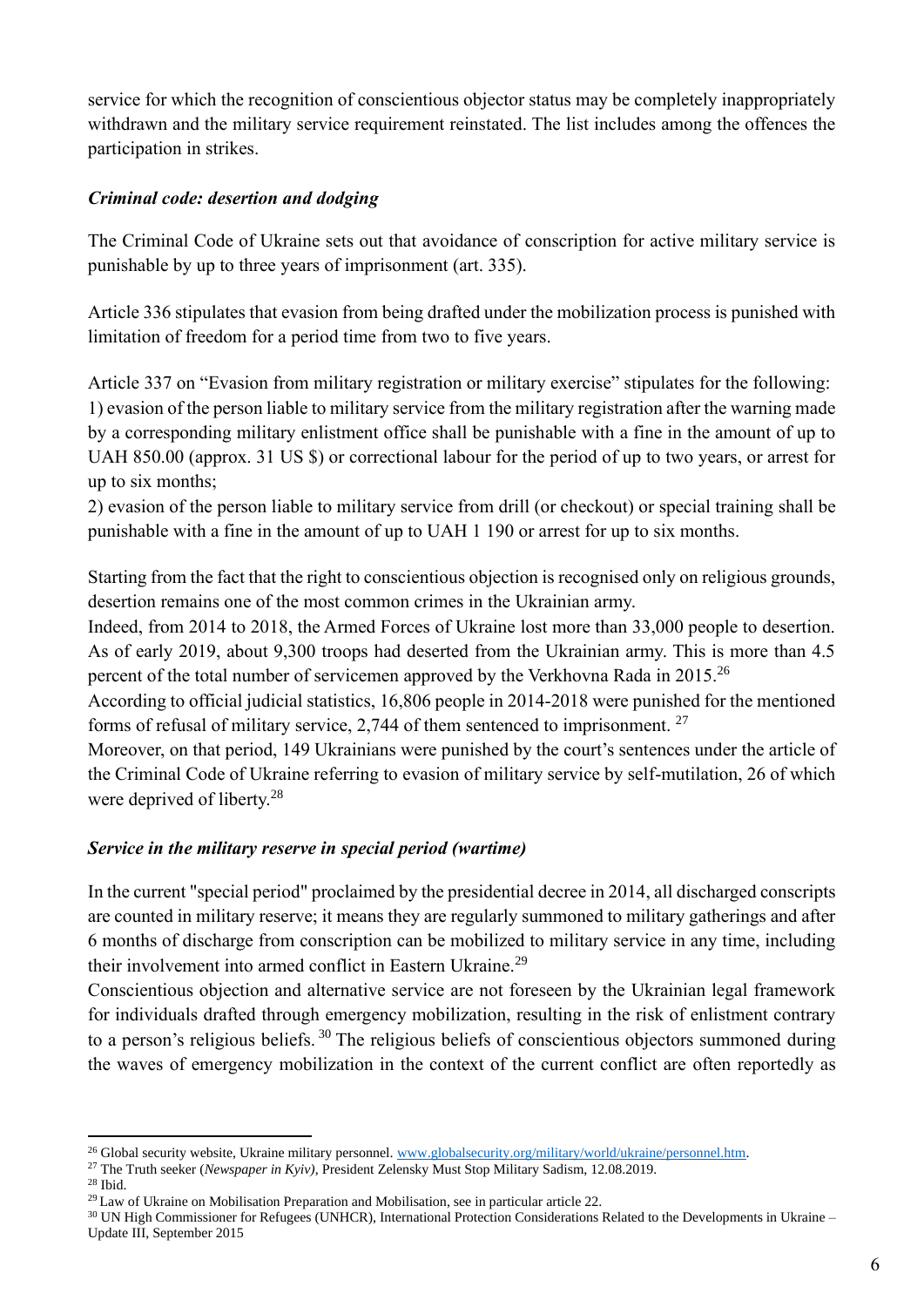service for which the recognition of conscientious objector status may be completely inappropriately withdrawn and the military service requirement reinstated. The list includes among the offences the participation in strikes.

### *Criminal code: desertion and dodging*

The Criminal Code of Ukraine sets out that avoidance of conscription for active military service is punishable by up to three years of imprisonment (art. 335).

Article 336 stipulates that evasion from being drafted under the mobilization process is punished with limitation of freedom for a period time from two to five years.

Article 337 on "Evasion from military registration or military exercise" stipulates for the following:
1) evasion of the person liable to military service from the military registration after the warning made by a corresponding military enlistment office shall be punishable with a fine in the amount of up to UAH 850.00 (approx. 31 US $) or correctional labour for the period of up to two years, or arrest for up to six months;
2) evasion of the person liable to military service from drill (or checkout) or special training shall be punishable with a fine in the amount of up to UAH 1 190 or arrest for up to six months.

Starting from the fact that the right to conscientious objection is recognised only on religious grounds, desertion remains one of the most common crimes in the Ukrainian army.
Indeed, from 2014 to 2018, the Armed Forces of Ukraine lost more than 33,000 people to desertion. As of early 2019, about 9,300 troops had deserted from the Ukrainian army. This is more than 4.5 percent of the total number of servicemen approved by the Verkhovna Rada in 2015.[26]
According to official judicial statistics, 16,806 people in 2014-2018 were punished for the mentioned forms of refusal of military service, 2,744 of them sentenced to imprisonment. [27]
Moreover, on that period, 149 Ukrainians were punished by the court's sentences under the article of the Criminal Code of Ukraine referring to evasion of military service by self-mutilation, 26 of which were deprived of liberty.[28]

### *Service in the military reserve in special period (wartime)*

In the current "special period" proclaimed by the presidential decree in 2014, all discharged conscripts are counted in military reserve; it means they are regularly summoned to military gatherings and after 6 months of discharge from conscription can be mobilized to military service in any time, including their involvement into armed conflict in Eastern Ukraine.[29]
Conscientious objection and alternative service are not foreseen by the Ukrainian legal framework for individuals drafted through emergency mobilization, resulting in the risk of enlistment contrary to a person's religious beliefs. [30] The religious beliefs of conscientious objectors summoned during the waves of emergency mobilization in the context of the current conflict are often reportedly as

---

[26] Global security website, Ukraine military personnel. www.globalsecurity.org/military/world/ukraine/personnel.htm.
[27] The Truth seeker (*Newspaper in Kyiv)*, President Zelensky Must Stop Military Sadism, 12.08.2019.
[28] Ibid.
[29] Law of Ukraine on Mobilisation Preparation and Mobilisation, see in particular article 22.
[30] UN High Commissioner for Refugees (UNHCR), International Protection Considerations Related to the Developments in Ukraine – Update III, September 2015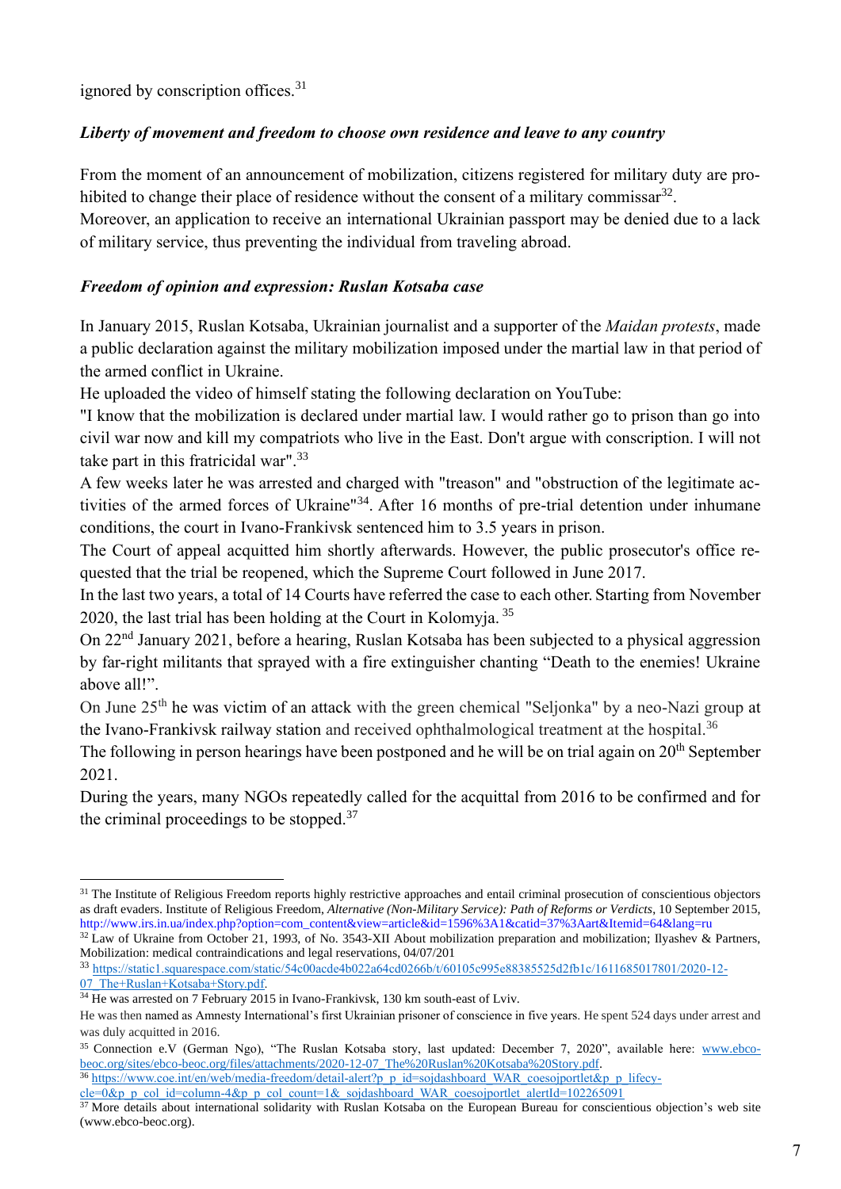ignored by conscription offices.[31]

***Liberty of movement and freedom to choose own residence and leave to any country***

From the moment of an announcement of mobilization, citizens registered for military duty are prohibited to change their place of residence without the consent of a military commissar[32].

Moreover, an application to receive an international Ukrainian passport may be denied due to a lack of military service, thus preventing the individual from traveling abroad.

***Freedom of opinion and expression: Ruslan Kotsaba case***

In January 2015, Ruslan Kotsaba, Ukrainian journalist and a supporter of the *Maidan protests*, made a public declaration against the military mobilization imposed under the martial law in that period of the armed conflict in Ukraine.

He uploaded the video of himself stating the following declaration on YouTube:

"I know that the mobilization is declared under martial law. I would rather go to prison than go into civil war now and kill my compatriots who live in the East. Don't argue with conscription. I will not take part in this fratricidal war".[33]

A few weeks later he was arrested and charged with "treason" and "obstruction of the legitimate activities of the armed forces of Ukraine"[34]. After 16 months of pre-trial detention under inhumane conditions, the court in Ivano-Frankivsk sentenced him to 3.5 years in prison.

The Court of appeal acquitted him shortly afterwards. However, the public prosecutor's office requested that the trial be reopened, which the Supreme Court followed in June 2017.

In the last two years, a total of 14 Courts have referred the case to each other. Starting from November 2020, the last trial has been holding at the Court in Kolomyja. [35]

On 22nd January 2021, before a hearing, Ruslan Kotsaba has been subjected to a physical aggression by far-right militants that sprayed with a fire extinguisher chanting "Death to the enemies! Ukraine above all!".

On June 25th he was victim of an attack with the green chemical "Seljonka" by a neo-Nazi group at the Ivano-Frankivsk railway station and received ophthalmological treatment at the hospital.[36]

The following in person hearings have been postponed and he will be on trial again on 20th September 2021.

During the years, many NGOs repeatedly called for the acquittal from 2016 to be confirmed and for the criminal proceedings to be stopped.[37]

---

[31] The Institute of Religious Freedom reports highly restrictive approaches and entail criminal prosecution of conscientious objectors as draft evaders. Institute of Religious Freedom, *Alternative (Non-Military Service): Path of Reforms or Verdicts*, 10 September 2015, http://www.irs.in.ua/index.php?option=com_content&view=article&id=1596%3A1&catid=37%3Aart&Itemid=64&lang=ru

[32] Law of Ukraine from October 21, 1993, of No. 3543-XII About mobilization preparation and mobilization; Ilyashev & Partners, Mobilization: medical contraindications and legal reservations, 04/07/201

[33] https://static1.squarespace.com/static/54c00acde4b022a64cd0266b/t/60105c995e88385525d2fb1c/1611685017801/2020-12-07_The+Ruslan+Kotsaba+Story.pdf.

[34] He was arrested on 7 February 2015 in Ivano-Frankivsk, 130 km south-east of Lviv.
He was then named as Amnesty International's first Ukrainian prisoner of conscience in five years. He spent 524 days under arrest and was duly acquitted in 2016.

[35] Connection e.V (German Ngo), "The Ruslan Kotsaba story, last updated: December 7, 2020", available here: www.ebco-beoc.org/sites/ebco-beoc.org/files/attachments/2020-12-07_The%20Ruslan%20Kotsaba%20Story.pdf.

[36] https://www.coe.int/en/web/media-freedom/detail-alert?p_p_id=sojdashboard_WAR_coesojportlet&p_p_lifecycle=0&p_p_col_id=column-4&p_p_col_count=1&_sojdashboard_WAR_coesojportlet_alertId=102265091

[37] More details about international solidarity with Ruslan Kotsaba on the European Bureau for conscientious objection's web site (www.ebco-beoc.org).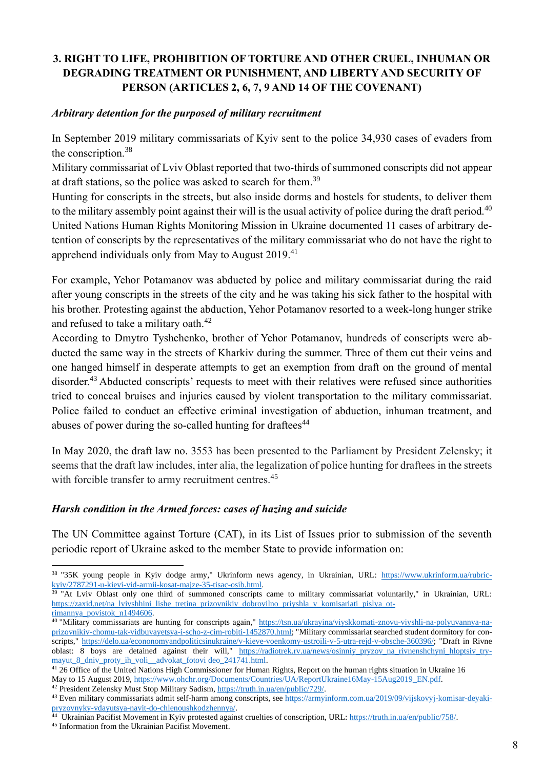## 3. RIGHT TO LIFE, PROHIBITION OF TORTURE AND OTHER CRUEL, INHUMAN OR DEGRADING TREATMENT OR PUNISHMENT, AND LIBERTY AND SECURITY OF PERSON (ARTICLES 2, 6, 7, 9 AND 14 OF THE COVENANT)

### *Arbitrary detention for the purposed of military recruitment*

In September 2019 military commissariats of Kyiv sent to the police 34,930 cases of evaders from the conscription.[38]

Military commissariat of Lviv Oblast reported that two-thirds of summoned conscripts did not appear at draft stations, so the police was asked to search for them.[39]

Hunting for conscripts in the streets, but also inside dorms and hostels for students, to deliver them to the military assembly point against their will is the usual activity of police during the draft period.[40]

United Nations Human Rights Monitoring Mission in Ukraine documented 11 cases of arbitrary detention of conscripts by the representatives of the military commissariat who do not have the right to apprehend individuals only from May to August 2019.[41]

For example, Yehor Potamanov was abducted by police and military commissariat during the raid after young conscripts in the streets of the city and he was taking his sick father to the hospital with his brother. Protesting against the abduction, Yehor Potamanov resorted to a week-long hunger strike and refused to take a military oath.[42]

According to Dmytro Tyshchenko, brother of Yehor Potamanov, hundreds of conscripts were abducted the same way in the streets of Kharkiv during the summer. Three of them cut their veins and one hanged himself in desperate attempts to get an exemption from draft on the ground of mental disorder.[43] Abducted conscripts' requests to meet with their relatives were refused since authorities tried to conceal bruises and injuries caused by violent transportation to the military commissariat. Police failed to conduct an effective criminal investigation of abduction, inhuman treatment, and abuses of power during the so-called hunting for draftees[44]

In May 2020, the draft law no. 3553 has been presented to the Parliament by President Zelensky; it seems that the draft law includes, inter alia, the legalization of police hunting for draftees in the streets with forcible transfer to army recruitment centres.[45]

### *Harsh condition in the Armed forces: cases of hazing and suicide*

The UN Committee against Torture (CAT), in its List of Issues prior to submission of the seventh periodic report of Ukraine asked to the member State to provide information on:

---

[38] "35K young people in Kyiv dodge army," Ukrinform news agency, in Ukrainian, URL: https://www.ukrinform.ua/rubric-kyiv/2787291-u-kievi-vid-armii-kosat-majze-35-tisac-osib.html.

[39] "At Lviv Oblast only one third of summoned conscripts came to military commissariat voluntarily," in Ukrainian, URL: https://zaxid.net/na_lvivshhini_lishe_tretina_prizovnikiv_dobrovilno_priyshla_v_komisariati_pislya_ot-rimannya_povistok_n1494606.

[40] "Military commissariats are hunting for conscripts again," https://tsn.ua/ukrayina/viyskkomati-znovu-viyshli-na-polyuvannya-na-prizovnikiv-chomu-tak-vidbuvayetsya-i-scho-z-cim-robiti-1452870.html; "Military commissariat searched student dormitory for conscripts," https://delo.ua/econonomyandpoliticsinukraine/v-kieve-voenkomy-ustroili-v-5-utra-rejd-v-obsche-360396/; "Draft in Rivne oblast: 8 boys are detained against their will," https://radiotrek.rv.ua/news/osinniy_pryzov_na_rivnenshchyni_hloptsiv_trymayut_8_dniv_proty_ih_voli__advokat_fotovi deo_241741.html.

[41] 26 Office of the United Nations High Commissioner for Human Rights, Report on the human rights situation in Ukraine 16 May to 15 August 2019, https://www.ohchr.org/Documents/Countries/UA/ReportUkraine16May-15Aug2019_EN.pdf.

[42] President Zelensky Must Stop Military Sadism, https://truth.in.ua/en/public/729/.

[43] Even military commissariats admit self-harm among conscripts, see https://armyinform.com.ua/2019/09/vijskovyj-komisar-deyaki-pryzovnyky-vdayutsya-navit-do-chlenoushkodzhennya/.

[44] Ukrainian Pacifist Movement in Kyiv protested against cruelties of conscription, URL: https://truth.in.ua/en/public/758/.

[45] Information from the Ukrainian Pacifist Movement.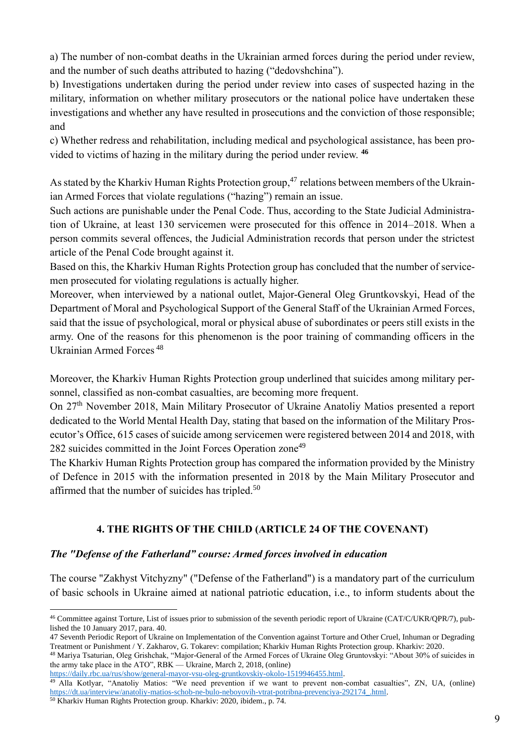a) The number of non-combat deaths in the Ukrainian armed forces during the period under review, and the number of such deaths attributed to hazing ("dedovshchina").

b) Investigations undertaken during the period under review into cases of suspected hazing in the military, information on whether military prosecutors or the national police have undertaken these investigations and whether any have resulted in prosecutions and the conviction of those responsible; and

c) Whether redress and rehabilitation, including medical and psychological assistance, has been provided to victims of hazing in the military during the period under review. **[46]**

As stated by the Kharkiv Human Rights Protection group,[47] relations between members of the Ukrainian Armed Forces that violate regulations ("hazing") remain an issue.

Such actions are punishable under the Penal Code. Thus, according to the State Judicial Administration of Ukraine, at least 130 servicemen were prosecuted for this offence in 2014–2018. When a person commits several offences, the Judicial Administration records that person under the strictest article of the Penal Code brought against it.

Based on this, the Kharkiv Human Rights Protection group has concluded that the number of servicemen prosecuted for violating regulations is actually higher.

Moreover, when interviewed by a national outlet, Major-General Oleg Gruntkovskyi, Head of the Department of Moral and Psychological Support of the General Staff of the Ukrainian Armed Forces, said that the issue of psychological, moral or physical abuse of subordinates or peers still exists in the army. One of the reasons for this phenomenon is the poor training of commanding officers in the Ukrainian Armed Forces [48]

Moreover, the Kharkiv Human Rights Protection group underlined that suicides among military personnel, classified as non-combat casualties, are becoming more frequent.

On 27th November 2018, Main Military Prosecutor of Ukraine Anatoliy Matios presented a report dedicated to the World Mental Health Day, stating that based on the information of the Military Prosecutor's Office, 615 cases of suicide among servicemen were registered between 2014 and 2018, with 282 suicides committed in the Joint Forces Operation zone[49]

The Kharkiv Human Rights Protection group has compared the information provided by the Ministry of Defence in 2015 with the information presented in 2018 by the Main Military Prosecutor and affirmed that the number of suicides has tripled.[50]

## 4. THE RIGHTS OF THE CHILD (ARTICLE 24 OF THE COVENANT)

### *The "Defense of the Fatherland" course: Armed forces involved in education*

The course "Zakhyst Vitchyzny" ("Defense of the Fatherland") is a mandatory part of the curriculum of basic schools in Ukraine aimed at national patriotic education, i.e., to inform students about the

---

[46] Committee against Torture, List of issues prior to submission of the seventh periodic report of Ukraine (CAT/C/UKR/QPR/7), published the 10 January 2017, para. 40.

[47] Seventh Periodic Report of Ukraine on Implementation of the Convention against Torture and Other Cruel, Inhuman or Degrading Treatment or Punishment / Y. Zakharov, G. Tokarev: compilation; Kharkiv Human Rights Protection group. Kharkiv: 2020.

[48] Mariya Tsaturian, Oleg Grishchak, "Major-General of the Armed Forces of Ukraine Oleg Gruntovskyi: "About 30% of suicides in the army take place in the ATO", RBK — Ukraine, March 2, 2018, (online) https://daily.rbc.ua/rus/show/general-mayor-vsu-oleg-gruntkovskiy-okolo-1519946455.html.

[49] Alla Kotlyar, "Anatoliy Matios: "We need prevention if we want to prevent non-combat casualties", ZN, UA, (online) https://dt.ua/interview/anatoliy-matios-schob-ne-bulo-neboyovih-vtrat-potribna-prevenciya-292174_.html.

[50] Kharkiv Human Rights Protection group. Kharkiv: 2020, ibidem., p. 74.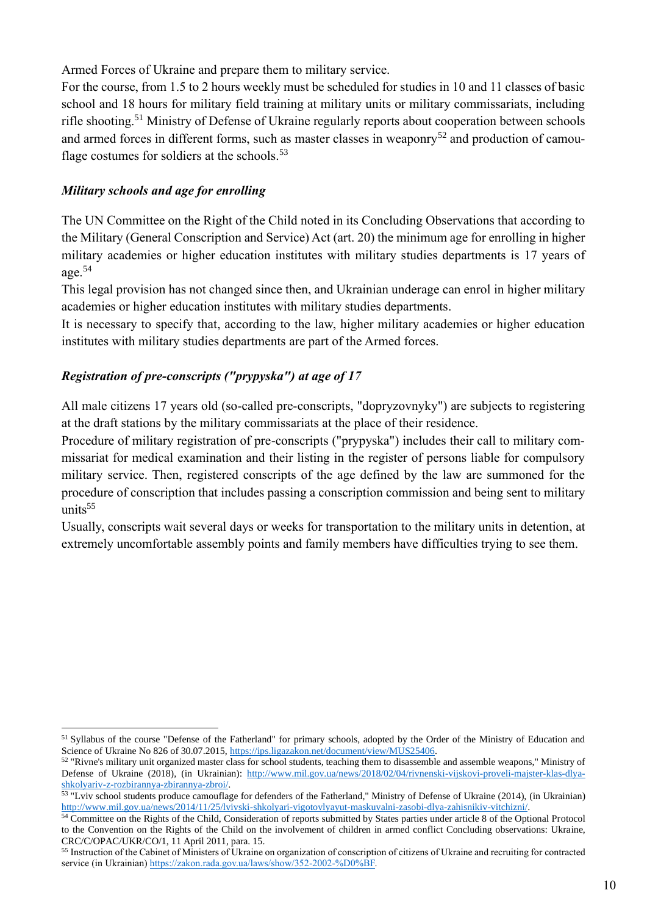Armed Forces of Ukraine and prepare them to military service.

For the course, from 1.5 to 2 hours weekly must be scheduled for studies in 10 and 11 classes of basic school and 18 hours for military field training at military units or military commissariats, including rifle shooting.[51] Ministry of Defense of Ukraine regularly reports about cooperation between schools and armed forces in different forms, such as master classes in weaponry[52] and production of camouflage costumes for soldiers at the schools.[53]

### *Military schools and age for enrolling*

The UN Committee on the Right of the Child noted in its Concluding Observations that according to the Military (General Conscription and Service) Act (art. 20) the minimum age for enrolling in higher military academies or higher education institutes with military studies departments is 17 years of age.[54]

This legal provision has not changed since then, and Ukrainian underage can enrol in higher military academies or higher education institutes with military studies departments.

It is necessary to specify that, according to the law, higher military academies or higher education institutes with military studies departments are part of the Armed forces.

### *Registration of pre-conscripts ("prypyska") at age of 17*

All male citizens 17 years old (so-called pre-conscripts, "dopryzovnyky") are subjects to registering at the draft stations by the military commissariats at the place of their residence.

Procedure of military registration of pre-conscripts ("prypyska") includes their call to military commissariat for medical examination and their listing in the register of persons liable for compulsory military service. Then, registered conscripts of the age defined by the law are summoned for the procedure of conscription that includes passing a conscription commission and being sent to military units[55]

Usually, conscripts wait several days or weeks for transportation to the military units in detention, at extremely uncomfortable assembly points and family members have difficulties trying to see them.

---

[51] Syllabus of the course "Defense of the Fatherland" for primary schools, adopted by the Order of the Ministry of Education and Science of Ukraine No 826 of 30.07.2015, https://ips.ligazakon.net/document/view/MUS25406.

[52] "Rivne's military unit organized master class for school students, teaching them to disassemble and assemble weapons," Ministry of Defense of Ukraine (2018), (in Ukrainian): http://www.mil.gov.ua/news/2018/02/04/rivnenski-vijskovi-proveli-majster-klas-dlya-shkolyariv-z-rozbirannya-zbirannya-zbroi/.

[53] "Lviv school students produce camouflage for defenders of the Fatherland," Ministry of Defense of Ukraine (2014), (in Ukrainian) http://www.mil.gov.ua/news/2014/11/25/lvivski-shkolyari-vigotovlyayut-maskuvalni-zasobi-dlya-zahisnikiv-vitchizni/.

[54] Committee on the Rights of the Child, Consideration of reports submitted by States parties under article 8 of the Optional Protocol to the Convention on the Rights of the Child on the involvement of children in armed conflict Concluding observations: Ukraine, CRC/C/OPAC/UKR/CO/1, 11 April 2011, para. 15.

[55] Instruction of the Cabinet of Ministers of Ukraine on organization of conscription of citizens of Ukraine and recruiting for contracted service (in Ukrainian) https://zakon.rada.gov.ua/laws/show/352-2002-%D0%BF.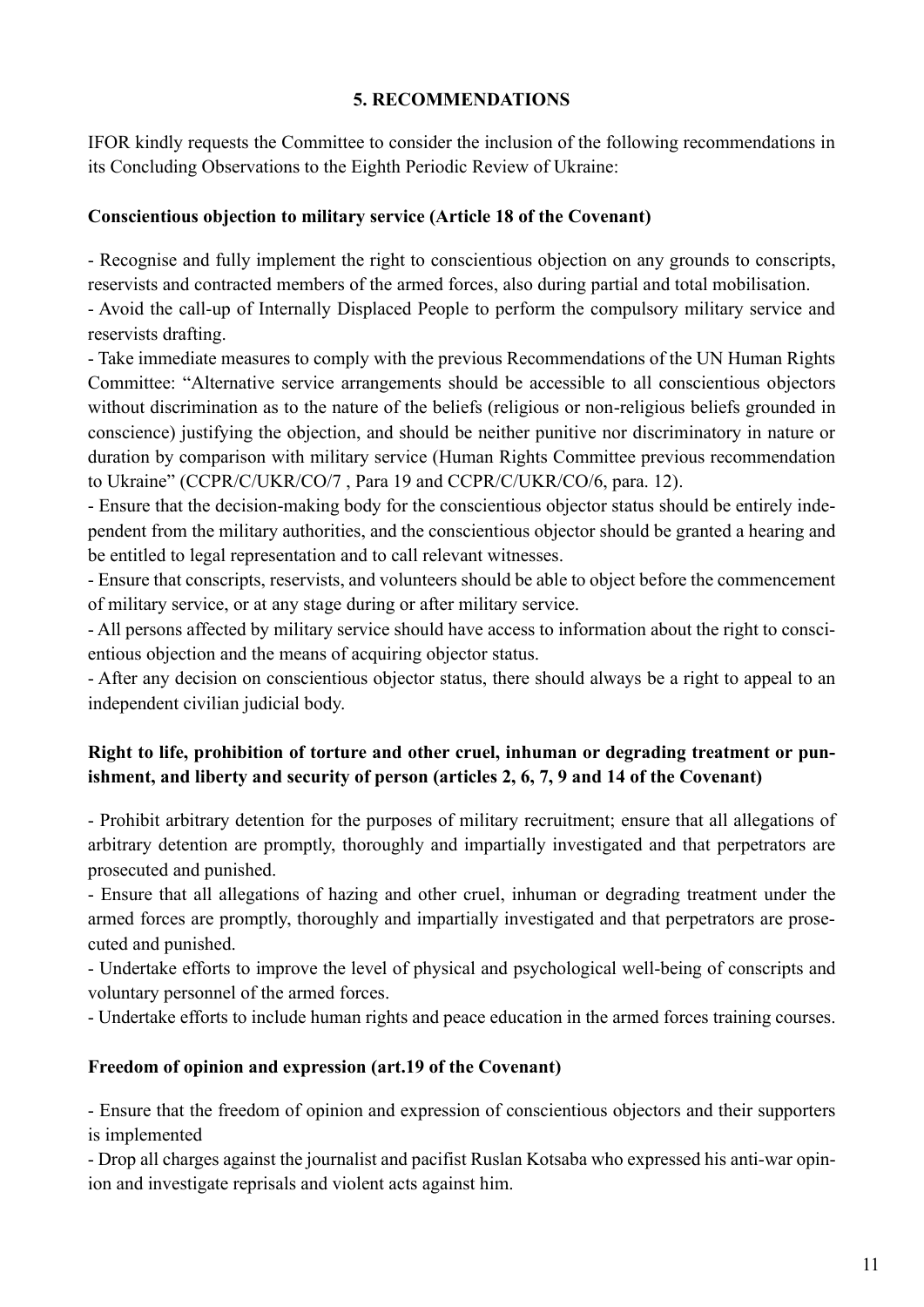## 5. RECOMMENDATIONS

IFOR kindly requests the Committee to consider the inclusion of the following recommendations in its Concluding Observations to the Eighth Periodic Review of Ukraine:

**Conscientious objection to military service (Article 18 of the Covenant)**

- Recognise and fully implement the right to conscientious objection on any grounds to conscripts, reservists and contracted members of the armed forces, also during partial and total mobilisation.
- Avoid the call-up of Internally Displaced People to perform the compulsory military service and reservists drafting.
- Take immediate measures to comply with the previous Recommendations of the UN Human Rights Committee: "Alternative service arrangements should be accessible to all conscientious objectors without discrimination as to the nature of the beliefs (religious or non-religious beliefs grounded in conscience) justifying the objection, and should be neither punitive nor discriminatory in nature or duration by comparison with military service (Human Rights Committee previous recommendation to Ukraine" (CCPR/C/UKR/CO/7 , Para 19 and CCPR/C/UKR/CO/6, para. 12).
- Ensure that the decision-making body for the conscientious objector status should be entirely independent from the military authorities, and the conscientious objector should be granted a hearing and be entitled to legal representation and to call relevant witnesses.
- Ensure that conscripts, reservists, and volunteers should be able to object before the commencement of military service, or at any stage during or after military service.
- All persons affected by military service should have access to information about the right to conscientious objection and the means of acquiring objector status.
- After any decision on conscientious objector status, there should always be a right to appeal to an independent civilian judicial body.

**Right to life, prohibition of torture and other cruel, inhuman or degrading treatment or punishment, and liberty and security of person (articles 2, 6, 7, 9 and 14 of the Covenant)**

- Prohibit arbitrary detention for the purposes of military recruitment; ensure that all allegations of arbitrary detention are promptly, thoroughly and impartially investigated and that perpetrators are prosecuted and punished.
- Ensure that all allegations of hazing and other cruel, inhuman or degrading treatment under the armed forces are promptly, thoroughly and impartially investigated and that perpetrators are prosecuted and punished.
- Undertake efforts to improve the level of physical and psychological well-being of conscripts and voluntary personnel of the armed forces.
- Undertake efforts to include human rights and peace education in the armed forces training courses.

**Freedom of opinion and expression (art.19 of the Covenant)**

- Ensure that the freedom of opinion and expression of conscientious objectors and their supporters is implemented
- Drop all charges against the journalist and pacifist Ruslan Kotsaba who expressed his anti-war opinion and investigate reprisals and violent acts against him.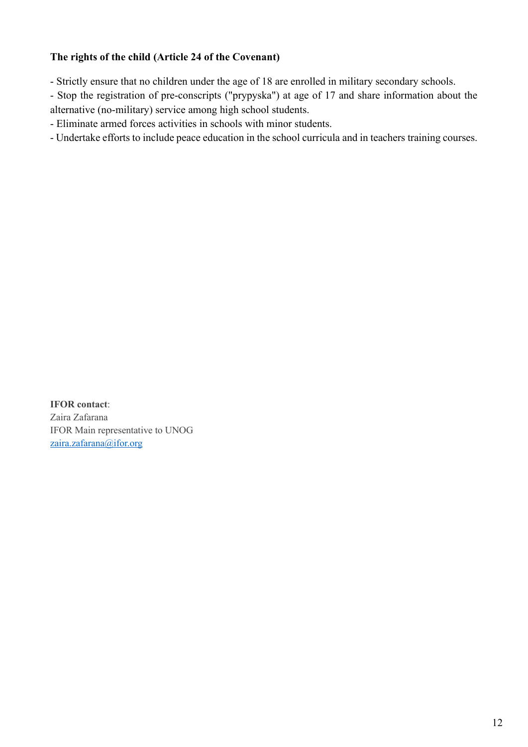**The rights of the child (Article 24 of the Covenant)**

- Strictly ensure that no children under the age of 18 are enrolled in military secondary schools.
- Stop the registration of pre-conscripts ("prypyska") at age of 17 and share information about the alternative (no-military) service among high school students.
- Eliminate armed forces activities in schools with minor students.
- Undertake efforts to include peace education in the school curricula and in teachers training courses.

**IFOR contact**:
Zaira Zafarana
IFOR Main representative to UNOG
zaira.zafarana@ifor.org